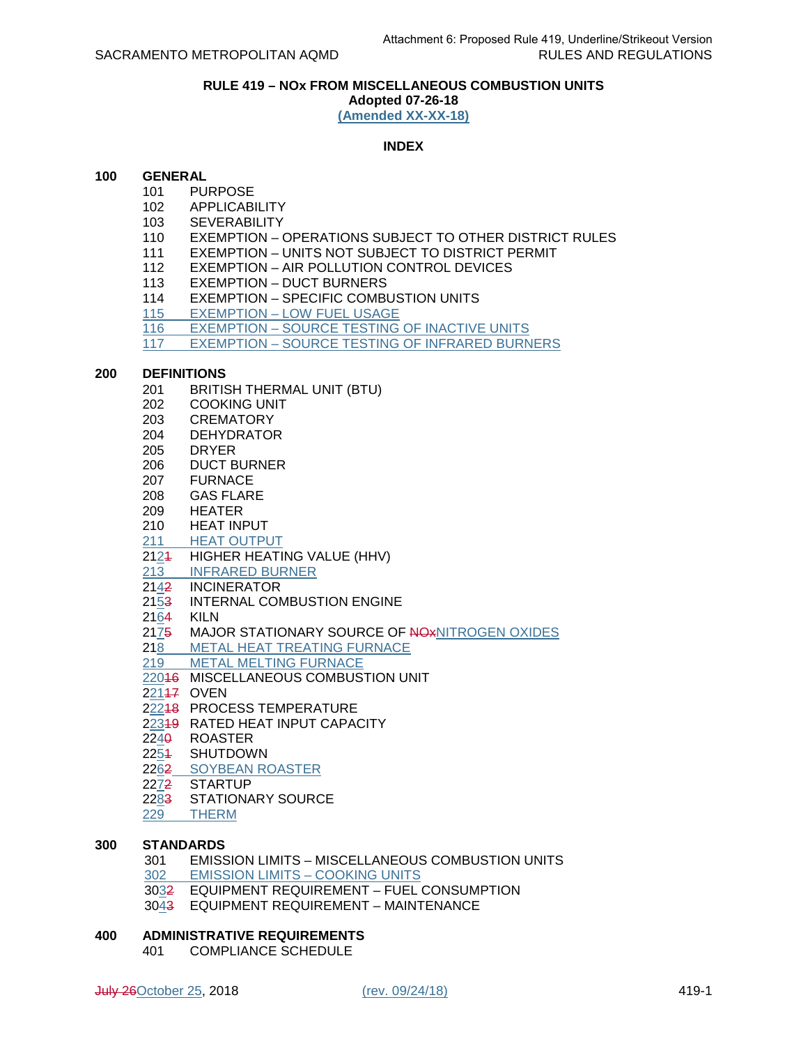# RULE 419 – NOx FROM MISCELLANEOUS COMBUSTION UNITS

**Adopted 07-26-18**

**(Amended XX-XX-18)**

## INDEX

**100 GENERAL**

- 101 PURPOSE
- 102 APPLICABILITY
- 103 SEVERABILITY
- 110 EXEMPTION – OPERATIONS SUBJECT TO OTHER DISTRICT RULES
- 111 EXEMPTION – UNITS NOT SUBJECT TO DISTRICT PERMIT
- 112 EXEMPTION – AIR POLLUTION CONTROL DEVICES
- 113 EXEMPTION – DUCT BURNERS
- 114 EXEMPTION – SPECIFIC COMBUSTION UNITS
- 115 EXEMPTION – LOW FUEL USAGE
- 116 EXEMPTION – SOURCE TESTING OF INACTIVE UNITS
- 117 EXEMPTION – SOURCE TESTING OF INFRARED BURNERS

**200 DEFINITIONS**

- 201 BRITISH THERMAL UNIT (BTU)
- 202 COOKING UNIT
- 203 CREMATORY
- 204 DEHYDRATOR
- 205 DRYER
- 206 DUCT BURNER
- 207 FURNACE
- 208 GAS FLARE
- 209 HEATER
- 210 HEAT INPUT
- 211 HEAT OUTPUT
- 212~~1~~ HIGHER HEATING VALUE (HHV)
- 213 INFRARED BURNER
- 214~~2~~ INCINERATOR
- 215~~3~~ INTERNAL COMBUSTION ENGINE
- 216~~4~~ KILN
- 217~~5~~ MAJOR STATIONARY SOURCE OF ~~NOx~~NITROGEN OXIDES
- 218 METAL HEAT TREATING FURNACE
- 219 METAL MELTING FURNACE
- 220~~16~~ MISCELLANEOUS COMBUSTION UNIT
- 221~~17~~ OVEN
- 222~~18~~ PROCESS TEMPERATURE
- 223~~19~~ RATED HEAT INPUT CAPACITY
- 224~~0~~ ROASTER
- 225~~1~~ SHUTDOWN
- 226~~2~~ SOYBEAN ROASTER
- 227~~2~~ STARTUP
- 228~~3~~ STATIONARY SOURCE
- 229 THERM

**300 STANDARDS**

- 301 EMISSION LIMITS – MISCELLANEOUS COMBUSTION UNITS
- 302 EMISSION LIMITS – COOKING UNITS
- 303~~2~~ EQUIPMENT REQUIREMENT – FUEL CONSUMPTION
- 304~~3~~ EQUIPMENT REQUIREMENT – MAINTENANCE

**400 ADMINISTRATIVE REQUIREMENTS**

- 401 COMPLIANCE SCHEDULE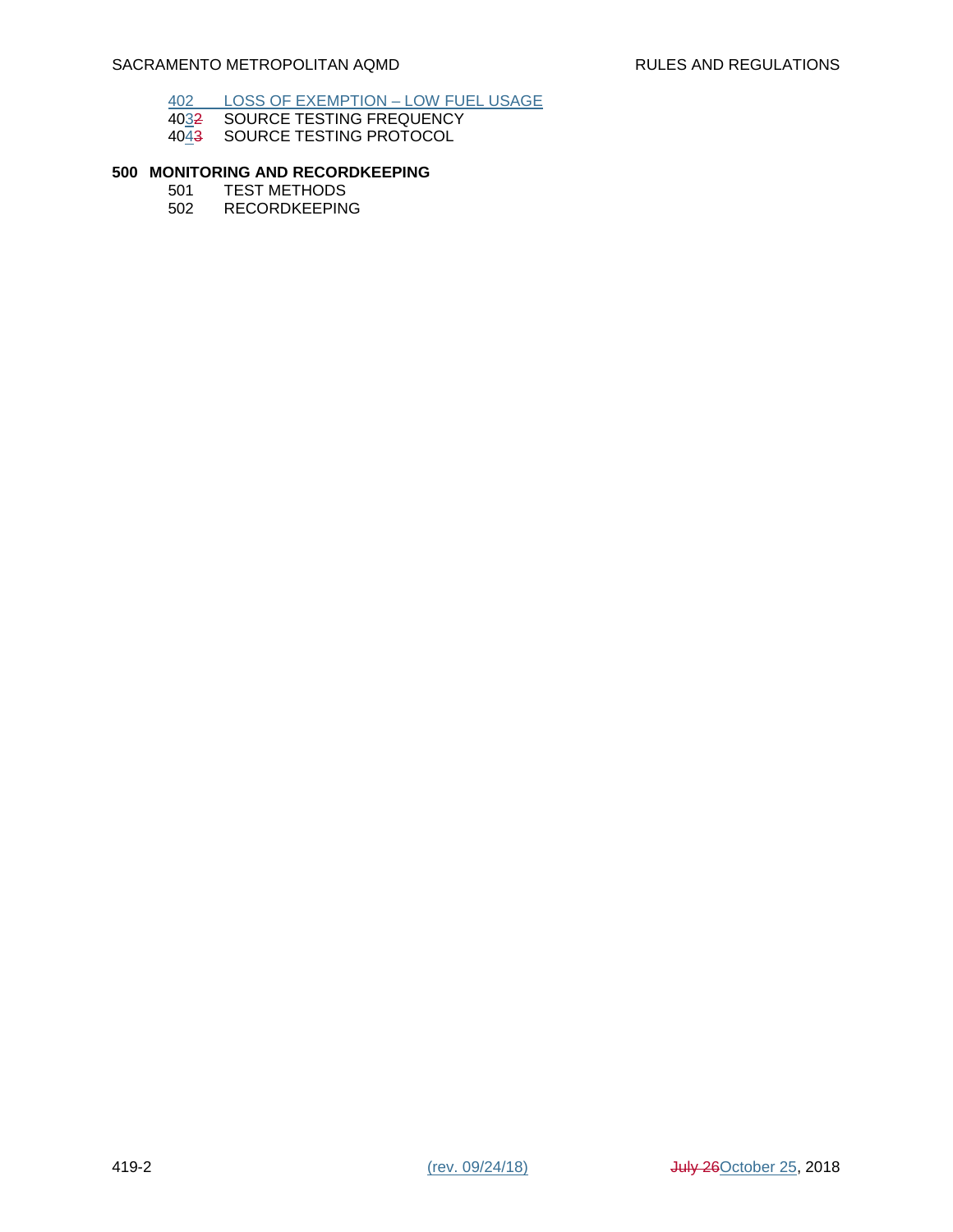402 LOSS OF EXEMPTION – LOW FUEL USAGE
4032 SOURCE TESTING FREQUENCY
4043 SOURCE TESTING PROTOCOL

**500 MONITORING AND RECORDKEEPING**

501 TEST METHODS
502 RECORDKEEPING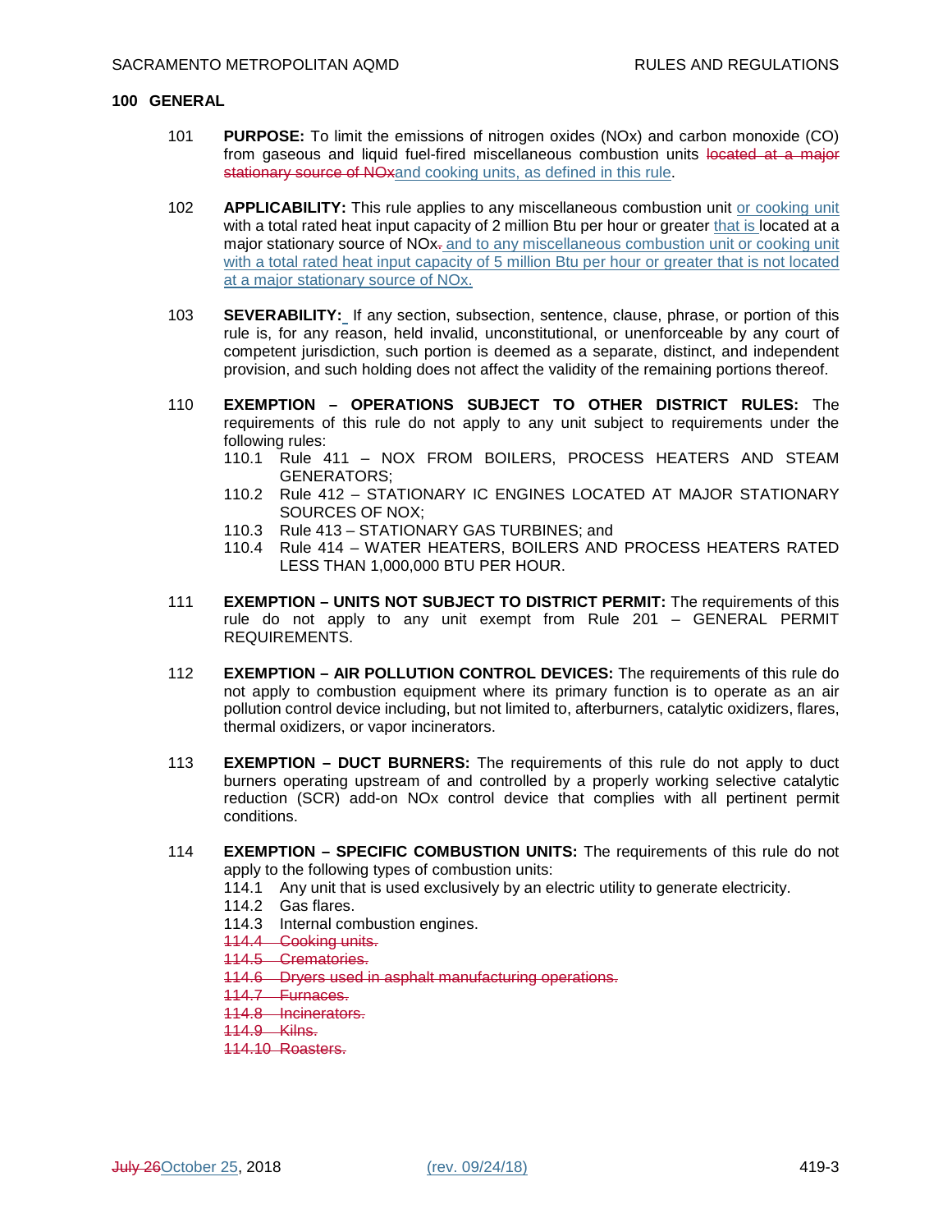## 100 GENERAL

101 **PURPOSE:** To limit the emissions of nitrogen oxides (NOx) and carbon monoxide (CO) from gaseous and liquid fuel-fired miscellaneous combustion units ~~located at a major stationary source of NOx~~and cooking units, as defined in this rule.

102 **APPLICABILITY:** This rule applies to any miscellaneous combustion unit or cooking unit with a total rated heat input capacity of 2 million Btu per hour or greater that is located at a major stationary source of NOx~~.~~ and to any miscellaneous combustion unit or cooking unit with a total rated heat input capacity of 5 million Btu per hour or greater that is not located at a major stationary source of NOx.

103 **SEVERABILITY:** If any section, subsection, sentence, clause, phrase, or portion of this rule is, for any reason, held invalid, unconstitutional, or unenforceable by any court of competent jurisdiction, such portion is deemed as a separate, distinct, and independent provision, and such holding does not affect the validity of the remaining portions thereof.

110 **EXEMPTION – OPERATIONS SUBJECT TO OTHER DISTRICT RULES:** The requirements of this rule do not apply to any unit subject to requirements under the following rules:

- 110.1 Rule 411 – NOX FROM BOILERS, PROCESS HEATERS AND STEAM GENERATORS;
- 110.2 Rule 412 – STATIONARY IC ENGINES LOCATED AT MAJOR STATIONARY SOURCES OF NOX;
- 110.3 Rule 413 – STATIONARY GAS TURBINES; and
- 110.4 Rule 414 – WATER HEATERS, BOILERS AND PROCESS HEATERS RATED LESS THAN 1,000,000 BTU PER HOUR.

111 **EXEMPTION – UNITS NOT SUBJECT TO DISTRICT PERMIT:** The requirements of this rule do not apply to any unit exempt from Rule 201 – GENERAL PERMIT REQUIREMENTS.

112 **EXEMPTION – AIR POLLUTION CONTROL DEVICES:** The requirements of this rule do not apply to combustion equipment where its primary function is to operate as an air pollution control device including, but not limited to, afterburners, catalytic oxidizers, flares, thermal oxidizers, or vapor incinerators.

113 **EXEMPTION – DUCT BURNERS:** The requirements of this rule do not apply to duct burners operating upstream of and controlled by a properly working selective catalytic reduction (SCR) add-on NOx control device that complies with all pertinent permit conditions.

114 **EXEMPTION – SPECIFIC COMBUSTION UNITS:** The requirements of this rule do not apply to the following types of combustion units:

- 114.1 Any unit that is used exclusively by an electric utility to generate electricity.
- 114.2 Gas flares.
- 114.3 Internal combustion engines.
- ~~114.4 Cooking units.~~
- ~~114.5 Crematories.~~
- ~~114.6 Dryers used in asphalt manufacturing operations.~~
- ~~114.7 Furnaces.~~
- ~~114.8 Incinerators.~~
- ~~114.9 Kilns.~~
- ~~114.10 Roasters.~~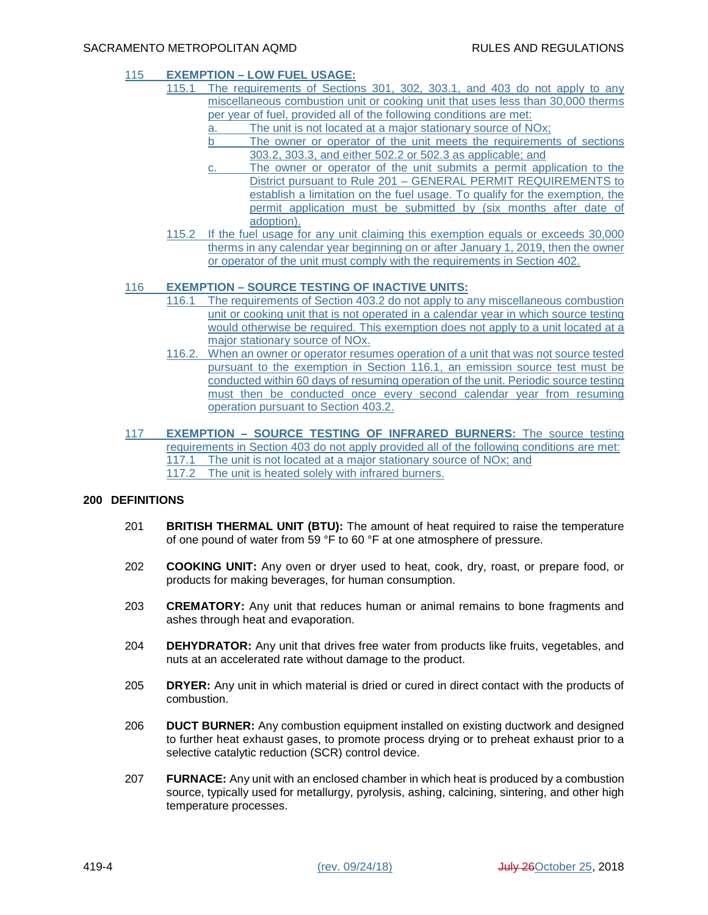115 **EXEMPTION – LOW FUEL USAGE:**

115.1 The requirements of Sections 301, 302, 303.1, and 403 do not apply to any miscellaneous combustion unit or cooking unit that uses less than 30,000 therms per year of fuel, provided all of the following conditions are met:

a. The unit is not located at a major stationary source of NOx;

b The owner or operator of the unit meets the requirements of sections 303.2, 303.3, and either 502.2 or 502.3 as applicable; and

c. The owner or operator of the unit submits a permit application to the District pursuant to Rule 201 – GENERAL PERMIT REQUIREMENTS to establish a limitation on the fuel usage. To qualify for the exemption, the permit application must be submitted by (six months after date of adoption).

115.2 If the fuel usage for any unit claiming this exemption equals or exceeds 30,000 therms in any calendar year beginning on or after January 1, 2019, then the owner or operator of the unit must comply with the requirements in Section 402.

116 **EXEMPTION – SOURCE TESTING OF INACTIVE UNITS:**

116.1 The requirements of Section 403.2 do not apply to any miscellaneous combustion unit or cooking unit that is not operated in a calendar year in which source testing would otherwise be required. This exemption does not apply to a unit located at a major stationary source of NOx.

116.2. When an owner or operator resumes operation of a unit that was not source tested pursuant to the exemption in Section 116.1, an emission source test must be conducted within 60 days of resuming operation of the unit. Periodic source testing must then be conducted once every second calendar year from resuming operation pursuant to Section 403.2.

117 **EXEMPTION – SOURCE TESTING OF INFRARED BURNERS:** The source testing requirements in Section 403 do not apply provided all of the following conditions are met:

117.1 The unit is not located at a major stationary source of NOx; and

117.2 The unit is heated solely with infrared burners.

## 200 DEFINITIONS

201 **BRITISH THERMAL UNIT (BTU):** The amount of heat required to raise the temperature of one pound of water from 59 °F to 60 °F at one atmosphere of pressure.

202 **COOKING UNIT:** Any oven or dryer used to heat, cook, dry, roast, or prepare food, or products for making beverages, for human consumption.

203 **CREMATORY:** Any unit that reduces human or animal remains to bone fragments and ashes through heat and evaporation.

204 **DEHYDRATOR:** Any unit that drives free water from products like fruits, vegetables, and nuts at an accelerated rate without damage to the product.

205 **DRYER:** Any unit in which material is dried or cured in direct contact with the products of combustion.

206 **DUCT BURNER:** Any combustion equipment installed on existing ductwork and designed to further heat exhaust gases, to promote process drying or to preheat exhaust prior to a selective catalytic reduction (SCR) control device.

207 **FURNACE:** Any unit with an enclosed chamber in which heat is produced by a combustion source, typically used for metallurgy, pyrolysis, ashing, calcining, sintering, and other high temperature processes.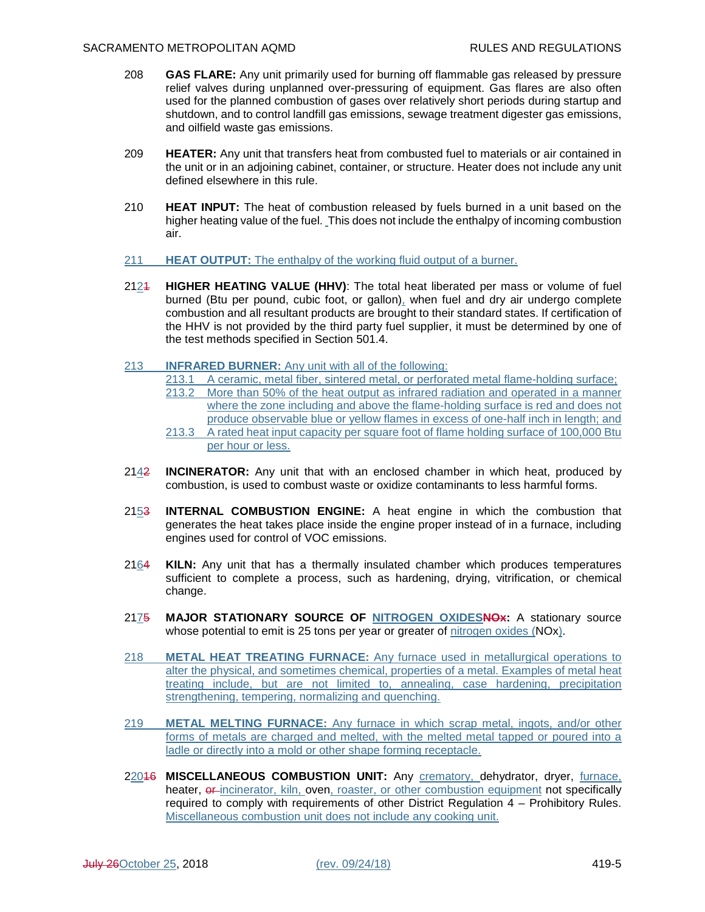208 **GAS FLARE:** Any unit primarily used for burning off flammable gas released by pressure relief valves during unplanned over-pressuring of equipment. Gas flares are also often used for the planned combustion of gases over relatively short periods during startup and shutdown, and to control landfill gas emissions, sewage treatment digester gas emissions, and oilfield waste gas emissions.

209 **HEATER:** Any unit that transfers heat from combusted fuel to materials or air contained in the unit or in an adjoining cabinet, container, or structure. Heater does not include any unit defined elsewhere in this rule.

210 **HEAT INPUT:** The heat of combustion released by fuels burned in a unit based on the higher heating value of the fuel. This does not include the enthalpy of incoming combustion air.

211 **HEAT OUTPUT:** The enthalpy of the working fluid output of a burner.

212 **HIGHER HEATING VALUE (HHV)**: The total heat liberated per mass or volume of fuel burned (Btu per pound, cubic foot, or gallon), when fuel and dry air undergo complete combustion and all resultant products are brought to their standard states. If certification of the HHV is not provided by the third party fuel supplier, it must be determined by one of the test methods specified in Section 501.4.

213 **INFRARED BURNER:** Any unit with all of the following:

- 213.1 A ceramic, metal fiber, sintered metal, or perforated metal flame-holding surface;
- 213.2 More than 50% of the heat output as infrared radiation and operated in a manner where the zone including and above the flame-holding surface is red and does not produce observable blue or yellow flames in excess of one-half inch in length; and
- 213.3 A rated heat input capacity per square foot of flame holding surface of 100,000 Btu per hour or less.

214 **INCINERATOR:** Any unit that with an enclosed chamber in which heat, produced by combustion, is used to combust waste or oxidize contaminants to less harmful forms.

215 **INTERNAL COMBUSTION ENGINE:** A heat engine in which the combustion that generates the heat takes place inside the engine proper instead of in a furnace, including engines used for control of VOC emissions.

216 **KILN:** Any unit that has a thermally insulated chamber which produces temperatures sufficient to complete a process, such as hardening, drying, vitrification, or chemical change.

217 **MAJOR STATIONARY SOURCE OF NITROGEN OXIDES:** A stationary source whose potential to emit is 25 tons per year or greater of nitrogen oxides (NOx).

218 **METAL HEAT TREATING FURNACE:** Any furnace used in metallurgical operations to alter the physical, and sometimes chemical, properties of a metal. Examples of metal heat treating include, but are not limited to, annealing, case hardening, precipitation strengthening, tempering, normalizing and quenching.

219 **METAL MELTING FURNACE:** Any furnace in which scrap metal, ingots, and/or other forms of metals are charged and melted, with the melted metal tapped or poured into a ladle or directly into a mold or other shape forming receptacle.

220 **MISCELLANEOUS COMBUSTION UNIT:** Any crematory, dehydrator, dryer, furnace, heater, incinerator, kiln, oven, roaster, or other combustion equipment not specifically required to comply with requirements of other District Regulation 4 – Prohibitory Rules. Miscellaneous combustion unit does not include any cooking unit.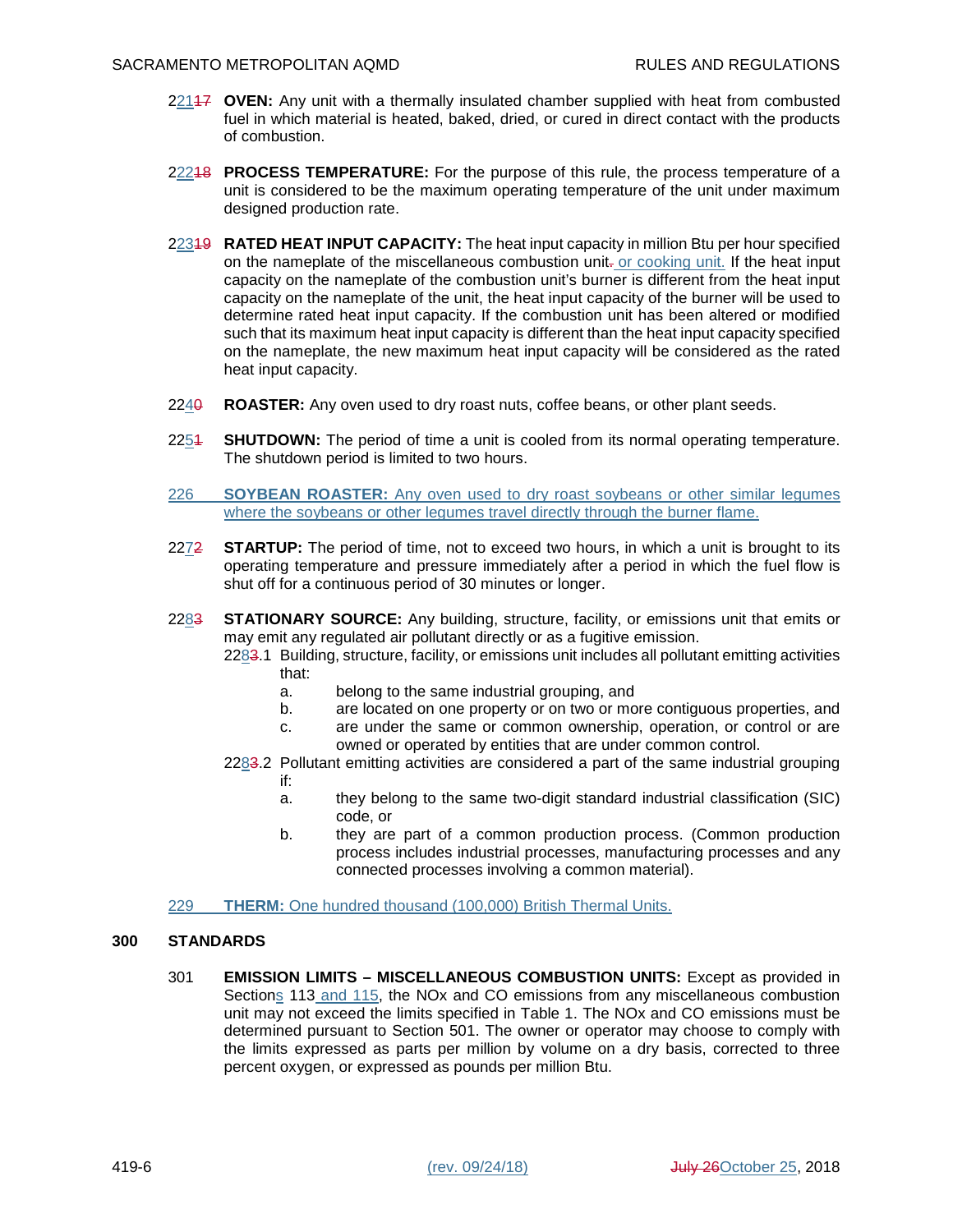221~~17~~ **OVEN:** Any unit with a thermally insulated chamber supplied with heat from combusted fuel in which material is heated, baked, dried, or cured in direct contact with the products of combustion.

222~~18~~ **PROCESS TEMPERATURE:** For the purpose of this rule, the process temperature of a unit is considered to be the maximum operating temperature of the unit under maximum designed production rate.

223~~19~~ **RATED HEAT INPUT CAPACITY:** The heat input capacity in million Btu per hour specified on the nameplate of the miscellaneous combustion unit~~.~~ or cooking unit. If the heat input capacity on the nameplate of the combustion unit's burner is different from the heat input capacity on the nameplate of the unit, the heat input capacity of the burner will be used to determine rated heat input capacity. If the combustion unit has been altered or modified such that its maximum heat input capacity is different than the heat input capacity specified on the nameplate, the new maximum heat input capacity will be considered as the rated heat input capacity.

224~~0~~ **ROASTER:** Any oven used to dry roast nuts, coffee beans, or other plant seeds.

225~~1~~ **SHUTDOWN:** The period of time a unit is cooled from its normal operating temperature. The shutdown period is limited to two hours.

226 **SOYBEAN ROASTER:** Any oven used to dry roast soybeans or other similar legumes where the soybeans or other legumes travel directly through the burner flame.

227~~2~~ **STARTUP:** The period of time, not to exceed two hours, in which a unit is brought to its operating temperature and pressure immediately after a period in which the fuel flow is shut off for a continuous period of 30 minutes or longer.

228~~3~~ **STATIONARY SOURCE:** Any building, structure, facility, or emissions unit that emits or may emit any regulated air pollutant directly or as a fugitive emission.

228~~3~~.1 Building, structure, facility, or emissions unit includes all pollutant emitting activities that:

a. belong to the same industrial grouping, and

b. are located on one property or on two or more contiguous properties, and

c. are under the same or common ownership, operation, or control or are owned or operated by entities that are under common control.

228~~3~~.2 Pollutant emitting activities are considered a part of the same industrial grouping if:

a. they belong to the same two-digit standard industrial classification (SIC) code, or

b. they are part of a common production process. (Common production process includes industrial processes, manufacturing processes and any connected processes involving a common material).

229 **THERM:** One hundred thousand (100,000) British Thermal Units.

## 300 STANDARDS

301 **EMISSION LIMITS – MISCELLANEOUS COMBUSTION UNITS:** Except as provided in Sections 113 and 115, the NOx and CO emissions from any miscellaneous combustion unit may not exceed the limits specified in Table 1. The NOx and CO emissions must be determined pursuant to Section 501. The owner or operator may choose to comply with the limits expressed as parts per million by volume on a dry basis, corrected to three percent oxygen, or expressed as pounds per million Btu.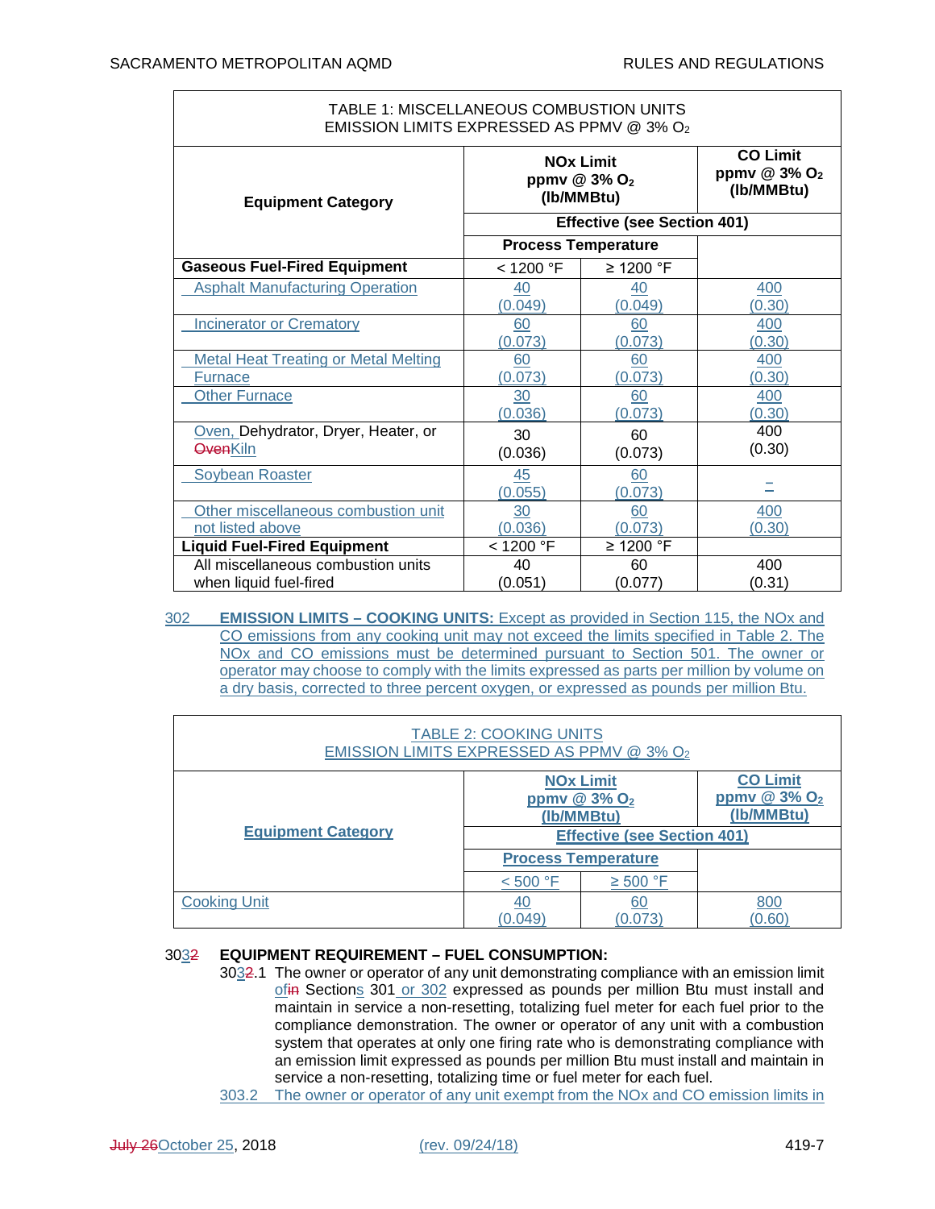TABLE 1: MISCELLANEOUS COMBUSTION UNITS
EMISSION LIMITS EXPRESSED AS PPMV @ 3% $O_2$

| Equipment Category | NOx Limit ppmv @ 3% $O_2$ (lb/MMBtu) | | CO Limit ppmv @ 3% $O_2$ (lb/MMBtu) |
|---|---|---|---|
| | Effective (see Section 401) | | |
| | Process Temperature | | |
| **Gaseous Fuel-Fired Equipment** | < 1200 °F | ≥ 1200 °F | |
| Asphalt Manufacturing Operation | 40 (0.049) | 40 (0.049) | 400 (0.30) |
| Incinerator or Crematory | 60 (0.073) | 60 (0.073) | 400 (0.30) |
| Metal Heat Treating or Metal Melting Furnace | 60 (0.073) | 60 (0.073) | 400 (0.30) |
| Other Furnace | 30 (0.036) | 60 (0.073) | 400 (0.30) |
| Oven, Dehydrator, Dryer, Heater, or ~~Oven~~Kiln | 30 (0.036) | 60 (0.073) | 400 (0.30) |
| Soybean Roaster | 45 (0.055) | 60 (0.073) | – |
| Other miscellaneous combustion unit not listed above | 30 (0.036) | 60 (0.073) | 400 (0.30) |
| **Liquid Fuel-Fired Equipment** | < 1200 °F | ≥ 1200 °F | |
| All miscellaneous combustion units when liquid fuel-fired | 40 (0.051) | 60 (0.077) | 400 (0.31) |

302 **EMISSION LIMITS – COOKING UNITS:** Except as provided in Section 115, the NOx and CO emissions from any cooking unit may not exceed the limits specified in Table 2. The NOx and CO emissions must be determined pursuant to Section 501. The owner or operator may choose to comply with the limits expressed as parts per million by volume on a dry basis, corrected to three percent oxygen, or expressed as pounds per million Btu.

TABLE 2: COOKING UNITS
EMISSION LIMITS EXPRESSED AS PPMV @ 3% $O_2$

| Equipment Category | NOx Limit ppmv @ 3% $O_2$ (lb/MMBtu) | | CO Limit ppmv @ 3% $O_2$ (lb/MMBtu) |
|---|---|---|---|
| | Effective (see Section 401) | | |
| | Process Temperature | | |
| | < 500 °F | ≥ 500 °F | |
| Cooking Unit | 40 (0.049) | 60 (0.073) | 800 (0.60) |

30~~2~~3 **EQUIPMENT REQUIREMENT – FUEL CONSUMPTION:**

30~~2~~3.1 The owner or operator of any unit demonstrating compliance with an emission limit of~~in~~ Sections 301 or 302 expressed as pounds per million Btu must install and maintain in service a non-resetting, totalizing fuel meter for each fuel prior to the compliance demonstration. The owner or operator of any unit with a combustion system that operates at only one firing rate who is demonstrating compliance with an emission limit expressed as pounds per million Btu must install and maintain in service a non-resetting, totalizing time or fuel meter for each fuel.

303.2 The owner or operator of any unit exempt from the NOx and CO emission limits in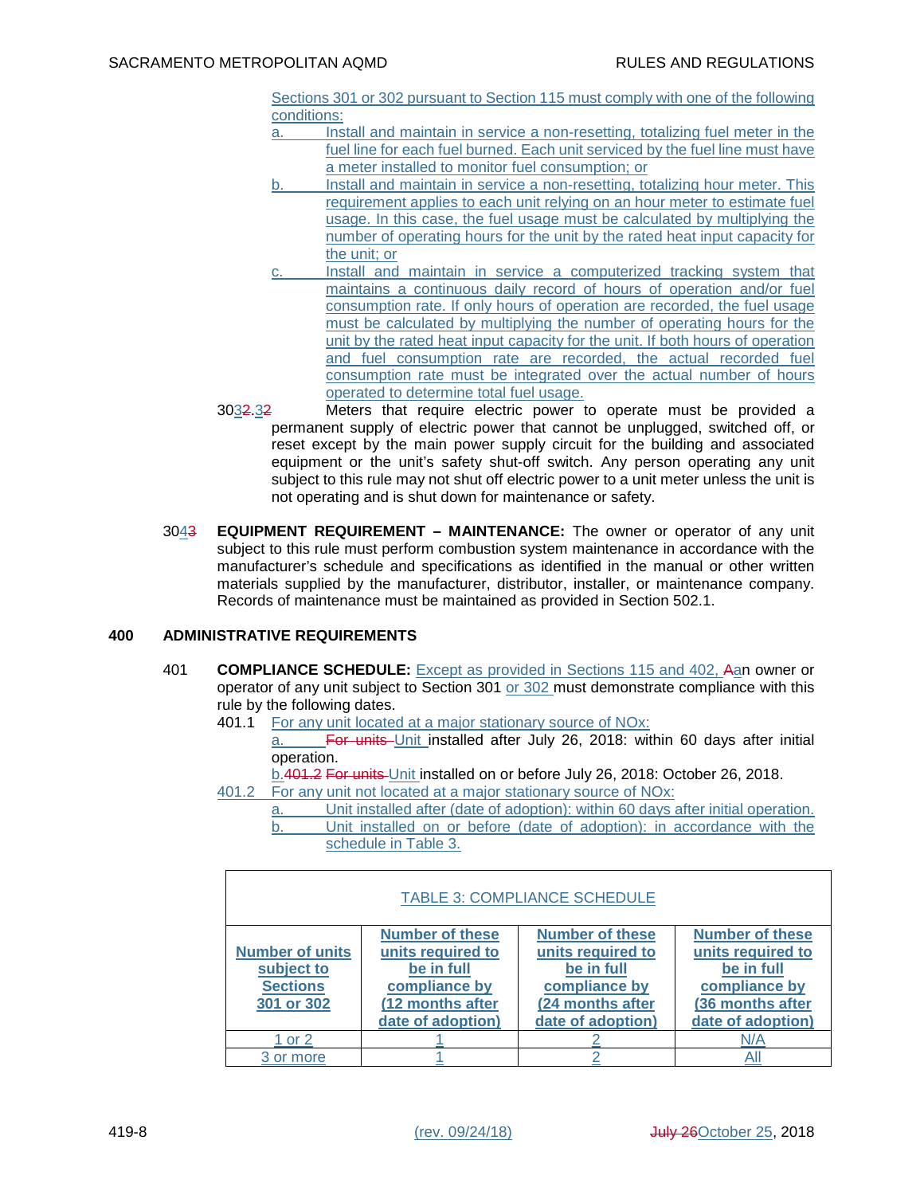Sections 301 or 302 pursuant to Section 115 must comply with one of the following conditions:

a. Install and maintain in service a non-resetting, totalizing fuel meter in the fuel line for each fuel burned. Each unit serviced by the fuel line must have a meter installed to monitor fuel consumption; or

b. Install and maintain in service a non-resetting, totalizing hour meter. This requirement applies to each unit relying on an hour meter to estimate fuel usage. In this case, the fuel usage must be calculated by multiplying the number of operating hours for the unit by the rated heat input capacity for the unit; or

c. Install and maintain in service a computerized tracking system that maintains a continuous daily record of hours of operation and/or fuel consumption rate. If only hours of operation are recorded, the fuel usage must be calculated by multiplying the number of operating hours for the unit by the rated heat input capacity for the unit. If both hours of operation and fuel consumption rate are recorded, the actual recorded fuel consumption rate must be integrated over the actual number of hours operated to determine total fuel usage.

3032.32 Meters that require electric power to operate must be provided a permanent supply of electric power that cannot be unplugged, switched off, or reset except by the main power supply circuit for the building and associated equipment or the unit's safety shut-off switch. Any person operating any unit subject to this rule may not shut off electric power to a unit meter unless the unit is not operating and is shut down for maintenance or safety.

3043 **EQUIPMENT REQUIREMENT – MAINTENANCE:** The owner or operator of any unit subject to this rule must perform combustion system maintenance in accordance with the manufacturer's schedule and specifications as identified in the manual or other written materials supplied by the manufacturer, distributor, installer, or maintenance company. Records of maintenance must be maintained as provided in Section 502.1.

## 400 ADMINISTRATIVE REQUIREMENTS

401 **COMPLIANCE SCHEDULE:** Except as provided in Sections 115 and 402, Aan owner or operator of any unit subject to Section 301 or 302 must demonstrate compliance with this rule by the following dates.

401.1 For any unit located at a major stationary source of NOx:

a. For units Unit installed after July 26, 2018: within 60 days after initial operation.

b.401.2 For units Unit installed on or before July 26, 2018: October 26, 2018.

401.2 For any unit not located at a major stationary source of NOx:

a. Unit installed after (date of adoption): within 60 days after initial operation.

b. Unit installed on or before (date of adoption): in accordance with the schedule in Table 3.

TABLE 3: COMPLIANCE SCHEDULE

| Number of units subject to Sections 301 or 302 | Number of these units required to be in full compliance by (12 months after date of adoption) | Number of these units required to be in full compliance by (24 months after date of adoption) | Number of these units required to be in full compliance by (36 months after date of adoption) |
|---|---|---|---|
| 1 or 2 | 1 | 2 | N/A |
| 3 or more | 1 | 2 | All |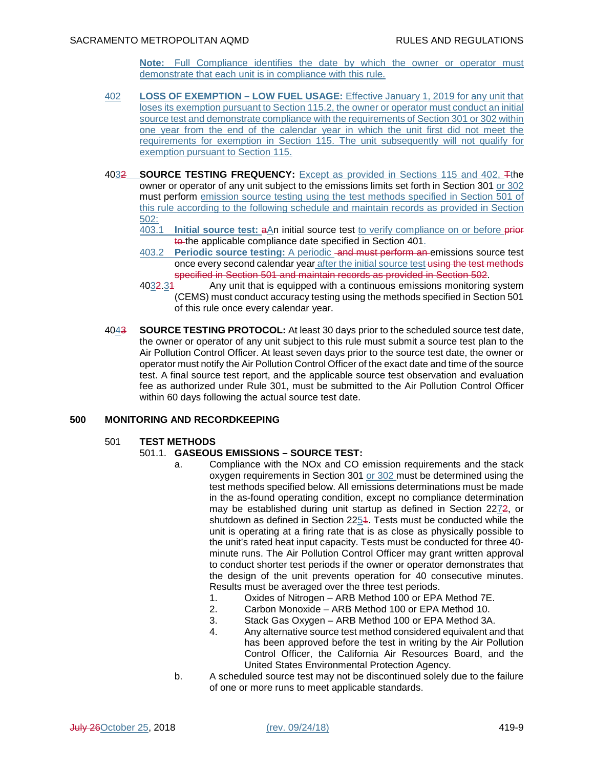**Note:** Full Compliance identifies the date by which the owner or operator must demonstrate that each unit is in compliance with this rule.

402 **LOSS OF EXEMPTION – LOW FUEL USAGE:** Effective January 1, 2019 for any unit that loses its exemption pursuant to Section 115.2, the owner or operator must conduct an initial source test and demonstrate compliance with the requirements of Section 301 or 302 within one year from the end of the calendar year in which the unit first did not meet the requirements for exemption in Section 115. The unit subsequently will not qualify for exemption pursuant to Section 115.

4032 **SOURCE TESTING FREQUENCY:** Except as provided in Sections 115 and 402, Tthe owner or operator of any unit subject to the emissions limits set forth in Section 301 or 302 must perform emission source testing using the test methods specified in Section 501 of this rule according to the following schedule and maintain records as provided in Section 502:

403.1 **Initial source test:** aAn initial source test to verify compliance on or before prior to the applicable compliance date specified in Section 401.

403.2 **Periodic source testing:** A periodic and must perform an emissions source test once every second calendar year after the initial source test using the test methods specified in Section 501 and maintain records as provided in Section 502.

4032.31 Any unit that is equipped with a continuous emissions monitoring system (CEMS) must conduct accuracy testing using the methods specified in Section 501 of this rule once every calendar year.

4043 **SOURCE TESTING PROTOCOL:** At least 30 days prior to the scheduled source test date, the owner or operator of any unit subject to this rule must submit a source test plan to the Air Pollution Control Officer. At least seven days prior to the source test date, the owner or operator must notify the Air Pollution Control Officer of the exact date and time of the source test. A final source test report, and the applicable source test observation and evaluation fee as authorized under Rule 301, must be submitted to the Air Pollution Control Officer within 60 days following the actual source test date.

## 500 MONITORING AND RECORDKEEPING

### 501 TEST METHODS

501.1. **GASEOUS EMISSIONS – SOURCE TEST:**

a. Compliance with the NOx and CO emission requirements and the stack oxygen requirements in Section 301 or 302 must be determined using the test methods specified below. All emissions determinations must be made in the as-found operating condition, except no compliance determination may be established during unit startup as defined in Section 2272, or shutdown as defined in Section 2251. Tests must be conducted while the unit is operating at a firing rate that is as close as physically possible to the unit's rated heat input capacity. Tests must be conducted for three 40-minute runs. The Air Pollution Control Officer may grant written approval to conduct shorter test periods if the owner or operator demonstrates that the design of the unit prevents operation for 40 consecutive minutes. Results must be averaged over the three test periods.

1. Oxides of Nitrogen – ARB Method 100 or EPA Method 7E.
2. Carbon Monoxide – ARB Method 100 or EPA Method 10.
3. Stack Gas Oxygen – ARB Method 100 or EPA Method 3A.
4. Any alternative source test method considered equivalent and that has been approved before the test in writing by the Air Pollution Control Officer, the California Air Resources Board, and the United States Environmental Protection Agency.

b. A scheduled source test may not be discontinued solely due to the failure of one or more runs to meet applicable standards.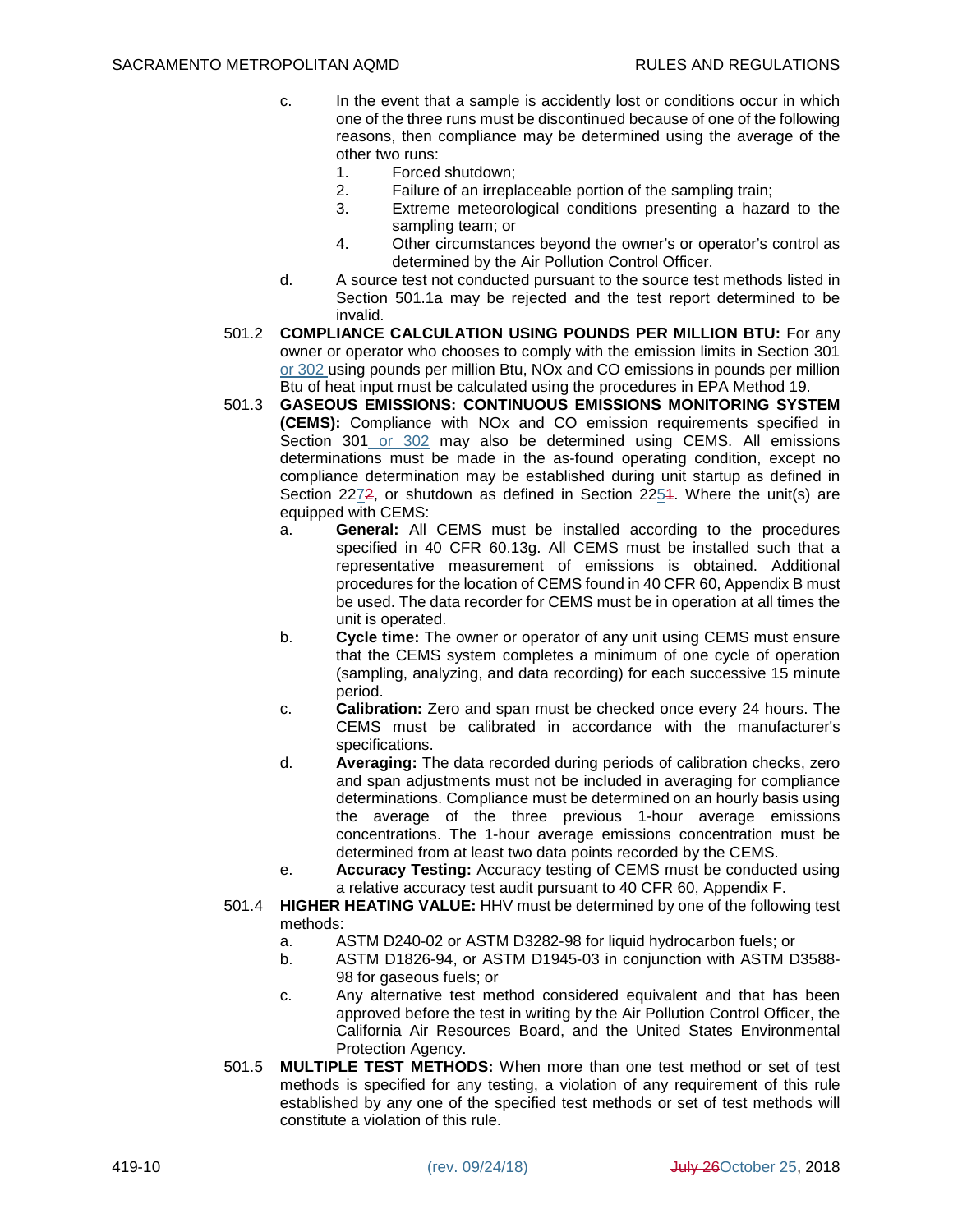c. In the event that a sample is accidently lost or conditions occur in which one of the three runs must be discontinued because of one of the following reasons, then compliance may be determined using the average of the other two runs:
   1. Forced shutdown;
   2. Failure of an irreplaceable portion of the sampling train;
   3. Extreme meteorological conditions presenting a hazard to the sampling team; or
   4. Other circumstances beyond the owner's or operator's control as determined by the Air Pollution Control Officer.

d. A source test not conducted pursuant to the source test methods listed in Section 501.1a may be rejected and the test report determined to be invalid.

501.2 **COMPLIANCE CALCULATION USING POUNDS PER MILLION BTU:** For any owner or operator who chooses to comply with the emission limits in Section 301 or 302 using pounds per million Btu, NOx and CO emissions in pounds per million Btu of heat input must be calculated using the procedures in EPA Method 19.

501.3 **GASEOUS EMISSIONS: CONTINUOUS EMISSIONS MONITORING SYSTEM (CEMS):** Compliance with NOx and CO emission requirements specified in Section 301 or 302 may also be determined using CEMS. All emissions determinations must be made in the as-found operating condition, except no compliance determination may be established during unit startup as defined in Section 22~~2~~7, or shutdown as defined in Section 22~~1~~5. Where the unit(s) are equipped with CEMS:

a. **General:** All CEMS must be installed according to the procedures specified in 40 CFR 60.13g. All CEMS must be installed such that a representative measurement of emissions is obtained. Additional procedures for the location of CEMS found in 40 CFR 60, Appendix B must be used. The data recorder for CEMS must be in operation at all times the unit is operated.

b. **Cycle time:** The owner or operator of any unit using CEMS must ensure that the CEMS system completes a minimum of one cycle of operation (sampling, analyzing, and data recording) for each successive 15 minute period.

c. **Calibration:** Zero and span must be checked once every 24 hours. The CEMS must be calibrated in accordance with the manufacturer's specifications.

d. **Averaging:** The data recorded during periods of calibration checks, zero and span adjustments must not be included in averaging for compliance determinations. Compliance must be determined on an hourly basis using the average of the three previous 1-hour average emissions concentrations. The 1-hour average emissions concentration must be determined from at least two data points recorded by the CEMS.

e. **Accuracy Testing:** Accuracy testing of CEMS must be conducted using a relative accuracy test audit pursuant to 40 CFR 60, Appendix F.

501.4 **HIGHER HEATING VALUE:** HHV must be determined by one of the following test methods:

a. ASTM D240-02 or ASTM D3282-98 for liquid hydrocarbon fuels; or

b. ASTM D1826-94, or ASTM D1945-03 in conjunction with ASTM D3588-98 for gaseous fuels; or

c. Any alternative test method considered equivalent and that has been approved before the test in writing by the Air Pollution Control Officer, the California Air Resources Board, and the United States Environmental Protection Agency.

501.5 **MULTIPLE TEST METHODS:** When more than one test method or set of test methods is specified for any testing, a violation of any requirement of this rule established by any one of the specified test methods or set of test methods will constitute a violation of this rule.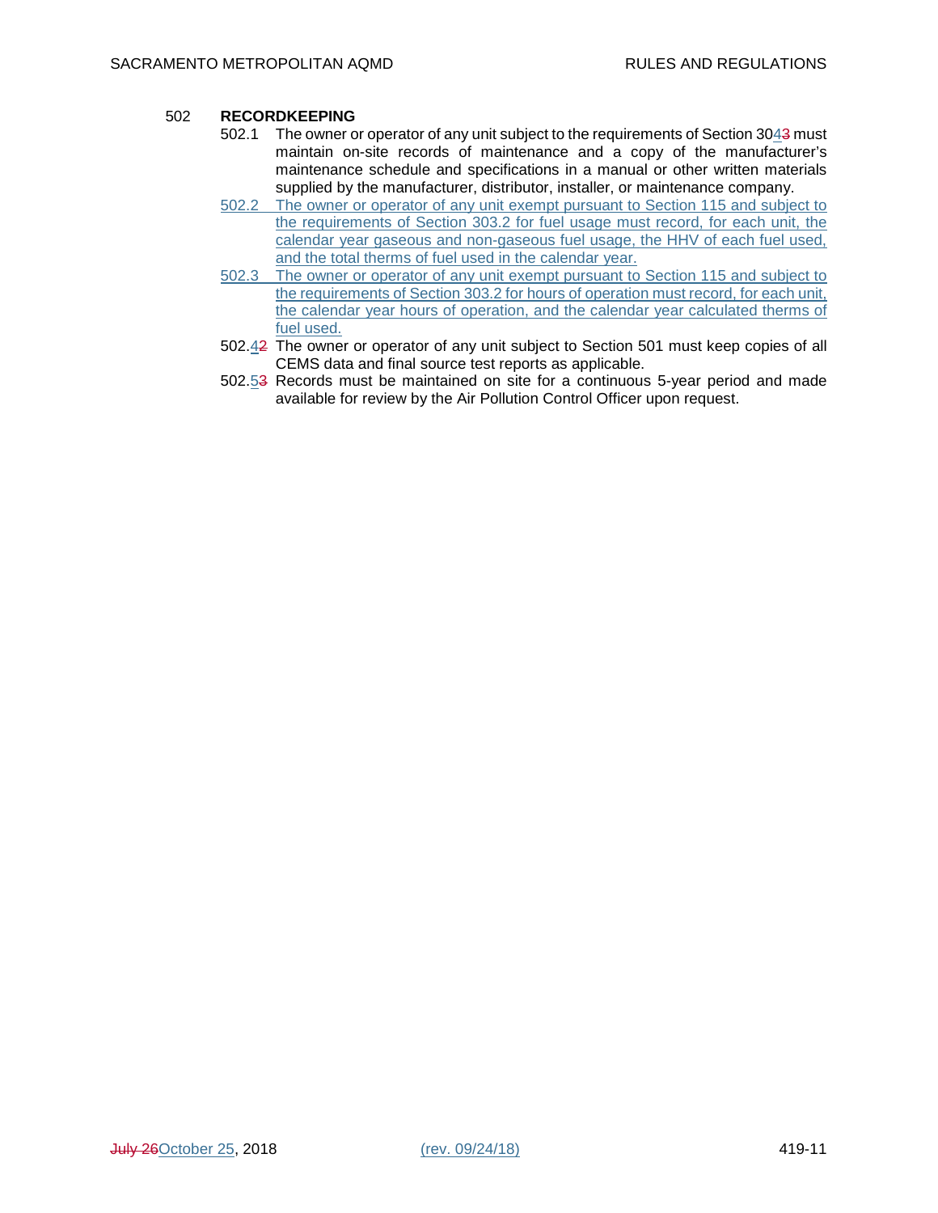502 **RECORDKEEPING**

502.1 The owner or operator of any unit subject to the requirements of Section 3043 must maintain on-site records of maintenance and a copy of the manufacturer's maintenance schedule and specifications in a manual or other written materials supplied by the manufacturer, distributor, installer, or maintenance company.

502.2 The owner or operator of any unit exempt pursuant to Section 115 and subject to the requirements of Section 303.2 for fuel usage must record, for each unit, the calendar year gaseous and non-gaseous fuel usage, the HHV of each fuel used, and the total therms of fuel used in the calendar year.

502.3 The owner or operator of any unit exempt pursuant to Section 115 and subject to the requirements of Section 303.2 for hours of operation must record, for each unit, the calendar year hours of operation, and the calendar year calculated therms of fuel used.

502.42 The owner or operator of any unit subject to Section 501 must keep copies of all CEMS data and final source test reports as applicable.

502.53 Records must be maintained on site for a continuous 5-year period and made available for review by the Air Pollution Control Officer upon request.